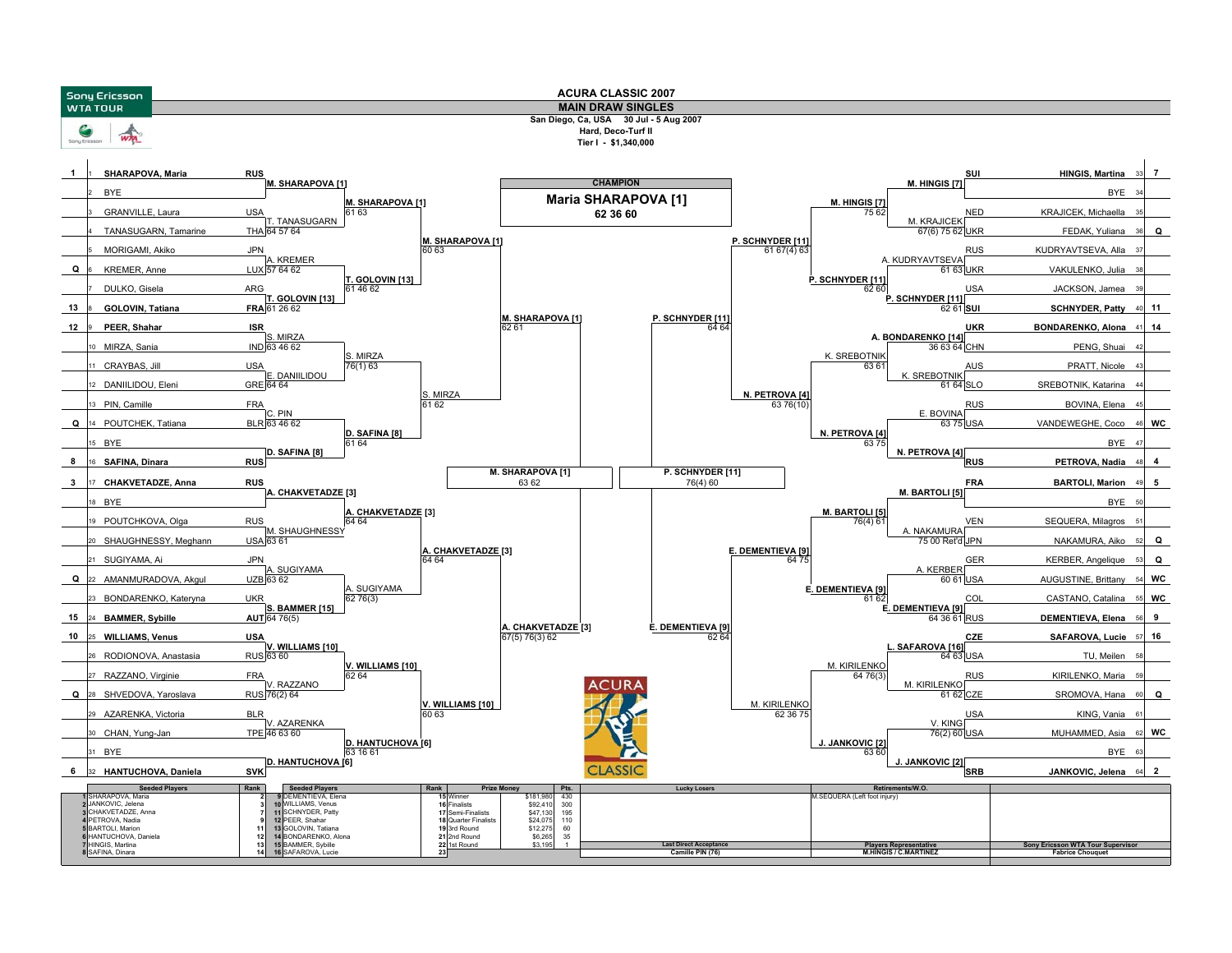# ACURA CLASSIC 2007

## MAIN DRAW SINGLES

San Diego, Ca, USA 30 Jul - 5 Aug 2007
Hard, Deco-Turf II
Tier I - $1,340,000

**CHAMPION**
**Maria SHARAPOVA [1]**
**62 36 60**

### Top Half

| Seed | # | Player | Nat | 2nd Round | 3rd Round | Quarter Finals | Semi-Finals |
|---|---|---|---|---|---|---|---|
| 1 | 1 | SHARAPOVA, Maria | RUS | M. SHARAPOVA [1] | M. SHARAPOVA [1] 61 63 | M. SHARAPOVA [1] 60 63 | M. SHARAPOVA [1] 62 61 |
| | 2 | BYE | | | | | |
| | 3 | GRANVILLE, Laura | USA | T. TANASUGARN 64 57 64 | | | |
| | 4 | TANASUGARN, Tamarine | THA | | | | |
| | 5 | MORIGAMI, Akiko | JPN | A. KREMER 57 64 62 | T. GOLOVIN [13] 61 46 62 | | |
| Q | 6 | KREMER, Anne | LUX | | | | |
| | 7 | DULKO, Gisela | ARG | T. GOLOVIN [13] 61 26 62 | | | |
| 13 | 8 | GOLOVIN, Tatiana | FRA | | | | |
| 12 | 9 | PEER, Shahar | ISR | S. MIRZA 63 46 62 | S. MIRZA 76(1) 63 | S. MIRZA 61 62 | |
| | 10 | MIRZA, Sania | IND | | | | |
| | 11 | CRAYBAS, Jill | USA | E. DANIILIDOU 64 64 | | | |
| | 12 | DANIILIDOU, Eleni | GRE | | | | |
| | 13 | PIN, Camille | FRA | C. PIN 63 46 62 | D. SAFINA [8] 61 64 | | |
| Q | 14 | POUTCHEK, Tatiana | BLR | | | | |
| | 15 | BYE | | D. SAFINA [8] | | | |
| 8 | 16 | SAFINA, Dinara | RUS | | | | |
| 3 | 17 | CHAKVETADZE, Anna | RUS | A. CHAKVETADZE [3] | A. CHAKVETADZE [3] 64 64 | A. CHAKVETADZE [3] 64 64 | A. CHAKVETADZE [3] 67(5) 76(3) 62 |
| | 18 | BYE | | | | | |
| | 19 | POUTCHKOVA, Olga | RUS | M. SHAUGHNESSY 63 61 | | | |
| | 20 | SHAUGHNESSY, Meghann | USA | | | | |
| | 21 | SUGIYAMA, Ai | JPN | A. SUGIYAMA 63 62 | A. SUGIYAMA 62 76(3) | | |
| Q | 22 | AMANMURADOVA, Akgul | UZB | | | | |
| | 23 | BONDARENKO, Kateryna | UKR | S. BAMMER [15] 64 76(5) | | | |
| 15 | 24 | BAMMER, Sybille | AUT | | | | |
| 10 | 25 | WILLIAMS, Venus | USA | V. WILLIAMS [10] 63 60 | V. WILLIAMS [10] 62 64 | V. WILLIAMS [10] 60 63 | |
| | 26 | RODIONOVA, Anastasia | RUS | | | | |
| | 27 | RAZZANO, Virginie | FRA | V. RAZZANO 76(2) 64 | | | |
| Q | 28 | SHVEDOVA, Yaroslava | RUS | | | | |
| | 29 | AZARENKA, Victoria | BLR | V. AZARENKA 46 63 60 | D. HANTUCHOVA [6] 63 16 61 | | |
| | 30 | CHAN, Yung-Jan | TPE | | | | |
| | 31 | BYE | | D. HANTUCHOVA [6] | | | |
| 6 | 32 | HANTUCHOVA, Daniela | SVK | | | | |

Final (top): M. SHARAPOVA [1] 63 62

### Bottom Half

| Seed | # | Player | Nat | 2nd Round | 3rd Round | Quarter Finals | Semi-Finals |
|---|---|---|---|---|---|---|---|
| 7 | 33 | HINGIS, Martina | SUI | M. HINGIS [7] | M. HINGIS [7] 75 62 | P. SCHNYDER [11] 61 67(4) 63 | P. SCHNYDER [11] 64 64 |
| | 34 | BYE | | | | | |
| | 35 | KRAJICEK, Michaella | NED | M. KRAJICEK 67(6) 75 62 | | | |
| Q | 36 | FEDAK, Yuliana | UKR | | | | |
| | 37 | KUDRYAVTSEVA, Alla | RUS | A. KUDRYAVTSEVA 61 63 | P. SCHNYDER [11] 62 60 | | |
| | 38 | VAKULENKO, Julia | UKR | | | | |
| | 39 | JACKSON, Jamea | USA | P. SCHNYDER [11] 62 61 | | | |
| 11 | 40 | SCHNYDER, Patty | SUI | | | | |
| 14 | 41 | BONDARENKO, Alona | UKR | A. BONDARENKO [14] 36 63 64 | K. SREBOTNIK 63 61 | N. PETROVA [4] 63 76(10) | |
| | 42 | PENG, Shuai | CHN | | | | |
| | 43 | PRATT, Nicole | AUS | K. SREBOTNIK 61 64 | | | |
| | 44 | SREBOTNIK, Katarina | SLO | | | | |
| | 45 | BOVINA, Elena | RUS | E. BOVINA 63 75 | N. PETROVA [4] 63 75 | | |
| WC | 46 | VANDEWEGHE, Coco | USA | | | | |
| | 47 | BYE | | N. PETROVA [4] | | | |
| 4 | 48 | PETROVA, Nadia | RUS | | | | |
| 5 | 49 | BARTOLI, Marion | FRA | M. BARTOLI [5] | M. BARTOLI [5] 76(4) 61 | E. DEMENTIEVA [9] 64 75 | E. DEMENTIEVA [9] 62 64 |
| | 50 | BYE | | | | | |
| | 51 | SEQUERA, Milagros | VEN | A. NAKAMURA 75 00 Ret'd | | | |
| Q | 52 | NAKAMURA, Aiko | JPN | | | | |
| Q | 53 | KERBER, Angelique | GER | A. KERBER 60 61 | E. DEMENTIEVA [9] 61 62 | | |
| WC | 54 | AUGUSTINE, Brittany | USA | | | | |
| WC | 55 | CASTANO, Catalina | COL | E. DEMENTIEVA [9] 64 36 61 | | | |
| 9 | 56 | DEMENTIEVA, Elena | RUS | | | | |
| 16 | 57 | SAFAROVA, Lucie | CZE | L. SAFAROVA [16] 64 63 | M. KIRILENKO 64 76(3) | M. KIRILENKO 62 36 75 | |
| | 58 | TU, Meilen | USA | | | | |
| | 59 | KIRILENKO, Maria | RUS | M. KIRILENKO 61 62 | | | |
| Q | 60 | SROMOVA, Hana | CZE | | | | |
| | 61 | KING, Vania | USA | V. KING 76(2) 60 | J. JANKOVIC [2] 63 60 | | |
| WC | 62 | MUHAMMED, Asia | USA | | | | |
| | 63 | BYE | | J. JANKOVIC [2] | | | |
| 2 | 64 | JANKOVIC, Jelena | SRB | | | | |

Final (bottom): P. SCHNYDER [11] 76(4) 60

### Seeded Players

| Seed | Player | Rank | Seed | Player | Rank |
|---|---|---|---|---|---|
| 1 | SHARAPOVA, Maria | 2 | 9 | DEMENTIEVA, Elena | 11 |
| 2 | JANKOVIC, Jelena | 3 | 10 | WILLIAMS, Venus | 12 |
| 3 | CHAKVETADZE, Anna | 7 | 11 | SCHNYDER, Patty | 13 |
| 4 | PETROVA, Nadia | 9 | 12 | PEER, Shahar | 14 |
| 5 | BARTOLI, Marion | 11 | 13 | GOLOVIN, Tatiana | 15 |
| 6 | HANTUCHOVA, Daniela | 12 | 14 | BONDARENKO, Alona | 16 |
| 7 | HINGIS, Martina | 13 | 15 | BAMMER, Sybille | 17 |
| 8 | SAFINA, Dinara | 14 | 16 | SAFAROVA, Lucie | 18 |


### Prize Money

| Round | Prize Money | Pts. |
|---|---|---|
| Winner | $181,980 | 430 |
| Finalists | $92,410 | 300 |
| Semi-Finalists | $47,130 | 195 |
| Quarter Finalists | $24,075 | 110 |
| 3rd Round | $12,275 | 60 |
| 2nd Round | $6,265 | 35 |
| 1st Round | $3,195 | 1 |

**Lucky Losers:**

**Retirements/W.O.:** M.SEQUERA (Left foot injury)

**Last Direct Acceptance:** Camille PIN (76)

**Players Representative:** M.HINGIS / C.MARTINEZ

**Sony Ericsson WTA Tour Supervisor:** Fabrice Chouquet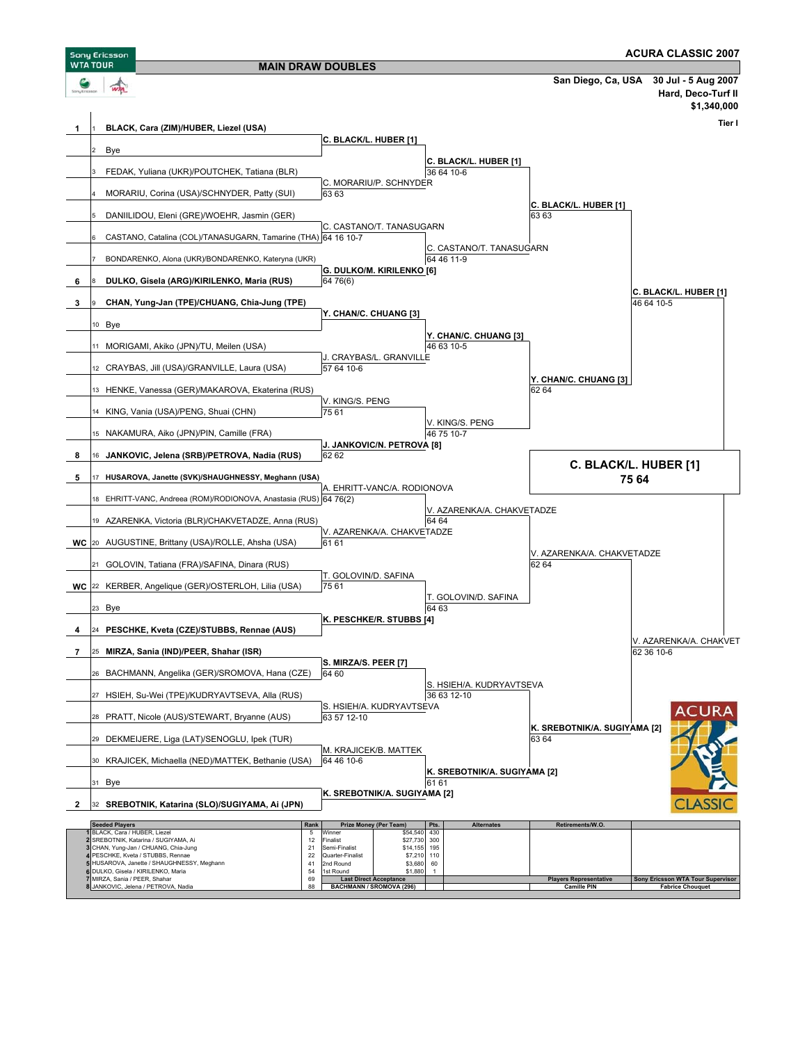# ACURA CLASSIC 2007

## MAIN DRAW DOUBLES

Sony Ericsson WTA TOUR

San Diego, Ca, USA — 30 Jul - 5 Aug 2007

Hard, Deco-Turf II

$1,340,000

Tier I

| Seed | # | Players | 2nd Round | Quarterfinals | Semifinals | Final |
|---|---|---|---|---|---|---|
| 1 | 1 | BLACK, Cara (ZIM)/HUBER, Liezel (USA) | C. BLACK/L. HUBER [1] | | | |
| | 2 | Bye | | C. BLACK/L. HUBER [1] 36 64 10-6 | | |
| | 3 | FEDAK, Yuliana (UKR)/POUTCHEK, Tatiana (BLR) | C. MORARIU/P. SCHNYDER 63 63 | | | |
| | 4 | MORARIU, Corina (USA)/SCHNYDER, Patty (SUI) | | | C. BLACK/L. HUBER [1] 63 63 | |
| | 5 | DANIILIDOU, Eleni (GRE)/WOEHR, Jasmin (GER) | C. CASTANO/T. TANASUGARN 64 16 10-7 | | | |
| | 6 | CASTANO, Catalina (COL)/TANASUGARN, Tamarine (THA) | | C. CASTANO/T. TANASUGARN 64 46 11-9 | | |
| | 7 | BONDARENKO, Alona (UKR)/BONDARENKO, Kateryna (UKR) | G. DULKO/M. KIRILENKO [6] 64 76(6) | | | |
| 6 | 8 | DULKO, Gisela (ARG)/KIRILENKO, Maria (RUS) | | | | C. BLACK/L. HUBER [1] 46 64 10-5 |
| 3 | 9 | CHAN, Yung-Jan (TPE)/CHUANG, Chia-Jung (TPE) | Y. CHAN/C. CHUANG [3] | | | |
| | 10 | Bye | | Y. CHAN/C. CHUANG [3] 46 63 10-5 | | |
| | 11 | MORIGAMI, Akiko (JPN)/TU, Meilen (USA) | J. CRAYBAS/L. GRANVILLE 57 64 10-6 | | | |
| | 12 | CRAYBAS, Jill (USA)/GRANVILLE, Laura (USA) | | | Y. CHAN/C. CHUANG [3] 62 64 | |
| | 13 | HENKE, Vanessa (GER)/MAKAROVA, Ekaterina (RUS) | V. KING/S. PENG 75 61 | | | |
| | 14 | KING, Vania (USA)/PENG, Shuai (CHN) | | V. KING/S. PENG 46 75 10-7 | | |
| | 15 | NAKAMURA, Aiko (JPN)/PIN, Camille (FRA) | J. JANKOVIC/N. PETROVA [8] 62 62 | | | |
| 8 | 16 | JANKOVIC, Jelena (SRB)/PETROVA, Nadia (RUS) | | | | |
| 5 | 17 | HUSAROVA, Janette (SVK)/SHAUGHNESSY, Meghann (USA) | A. EHRITT-VANC/A. RODIONOVA 64 76(2) | | | |
| | 18 | EHRITT-VANC, Andreea (ROM)/RODIONOVA, Anastasia (RUS) | | V. AZARENKA/A. CHAKVETADZE 64 64 | | |
| | 19 | AZARENKA, Victoria (BLR)/CHAKVETADZE, Anna (RUS) | V. AZARENKA/A. CHAKVETADZE 61 61 | | | |
| WC | 20 | AUGUSTINE, Brittany (USA)/ROLLE, Ahsha (USA) | | | V. AZARENKA/A. CHAKVETADZE 62 64 | |
| | 21 | GOLOVIN, Tatiana (FRA)/SAFINA, Dinara (RUS) | T. GOLOVIN/D. SAFINA 75 61 | | | |
| WC | 22 | KERBER, Angelique (GER)/OSTERLOH, Lilia (USA) | | T. GOLOVIN/D. SAFINA 64 63 | | |
| | 23 | Bye | K. PESCHKE/R. STUBBS [4] | | | |
| 4 | 24 | PESCHKE, Kveta (CZE)/STUBBS, Rennae (AUS) | | | | V. AZARENKA/A. CHAKVET 62 36 10-6 |
| 7 | 25 | MIRZA, Sania (IND)/PEER, Shahar (ISR) | S. MIRZA/S. PEER [7] 64 60 | | | |
| | 26 | BACHMANN, Angelika (GER)/SROMOVA, Hana (CZE) | | S. HSIEH/A. KUDRYAVTSEVA 36 63 12-10 | | |
| | 27 | HSIEH, Su-Wei (TPE)/KUDRYAVTSEVA, Alla (RUS) | S. HSIEH/A. KUDRYAVTSEVA 63 57 12-10 | | | |
| | 28 | PRATT, Nicole (AUS)/STEWART, Bryanne (AUS) | | | K. SREBOTNIK/A. SUGIYAMA [2] 63 64 | |
| | 29 | DEKMEIJERE, Liga (LAT)/SENOGLU, Ipek (TUR) | M. KRAJICEK/B. MATTEK 64 46 10-6 | | | |
| | 30 | KRAJICEK, Michaella (NED)/MATTEK, Bethanie (USA) | | K. SREBOTNIK/A. SUGIYAMA [2] 61 61 | | |
| | 31 | Bye | K. SREBOTNIK/A. SUGIYAMA [2] | | | |
| 2 | 32 | SREBOTNIK, Katarina (SLO)/SUGIYAMA, Ai (JPN) | | | | |

**Winner: C. BLACK/L. HUBER [1] 75 64**

| # | Seeded Players | Rank | Prize Money (Per Team) | | Pts. | Alternates | Retirements/W.O. |
|---|---|---|---|---|---|---|---|
| 1 | BLACK, Cara / HUBER, Liezel | 5 | Winner | $54,540 | 430 | | |
| 2 | SREBOTNIK, Katarina / SUGIYAMA, Ai | 12 | Finalist | $27,730 | 300 | | |
| 3 | CHAN, Yung-Jan / CHUANG, Chia-Jung | 21 | Semi-Finalist | $14,155 | 195 | | |
| 4 | PESCHKE, Kveta / STUBBS, Rennae | 22 | Quarter-Finalist | $7,210 | 110 | | |
| 5 | HUSAROVA, Janette / SHAUGHNESSY, Meghann | 41 | 2nd Round | $3,680 | 60 | | |
| 6 | DULKO, Gisela / KIRILENKO, Maria | 54 | 1st Round | $1,880 | 1 | | |
| 7 | MIRZA, Sania / PEER, Shahar | 69 | Last Direct Acceptance | | | | |
| 8 | JANKOVIC, Jelena / PETROVA, Nadia | 88 | BACHMANN / SROMOVA (296) | | | | |

Players Representative: Camille PIN

Sony Ericsson WTA Tour Supervisor: Fabrice Chouquet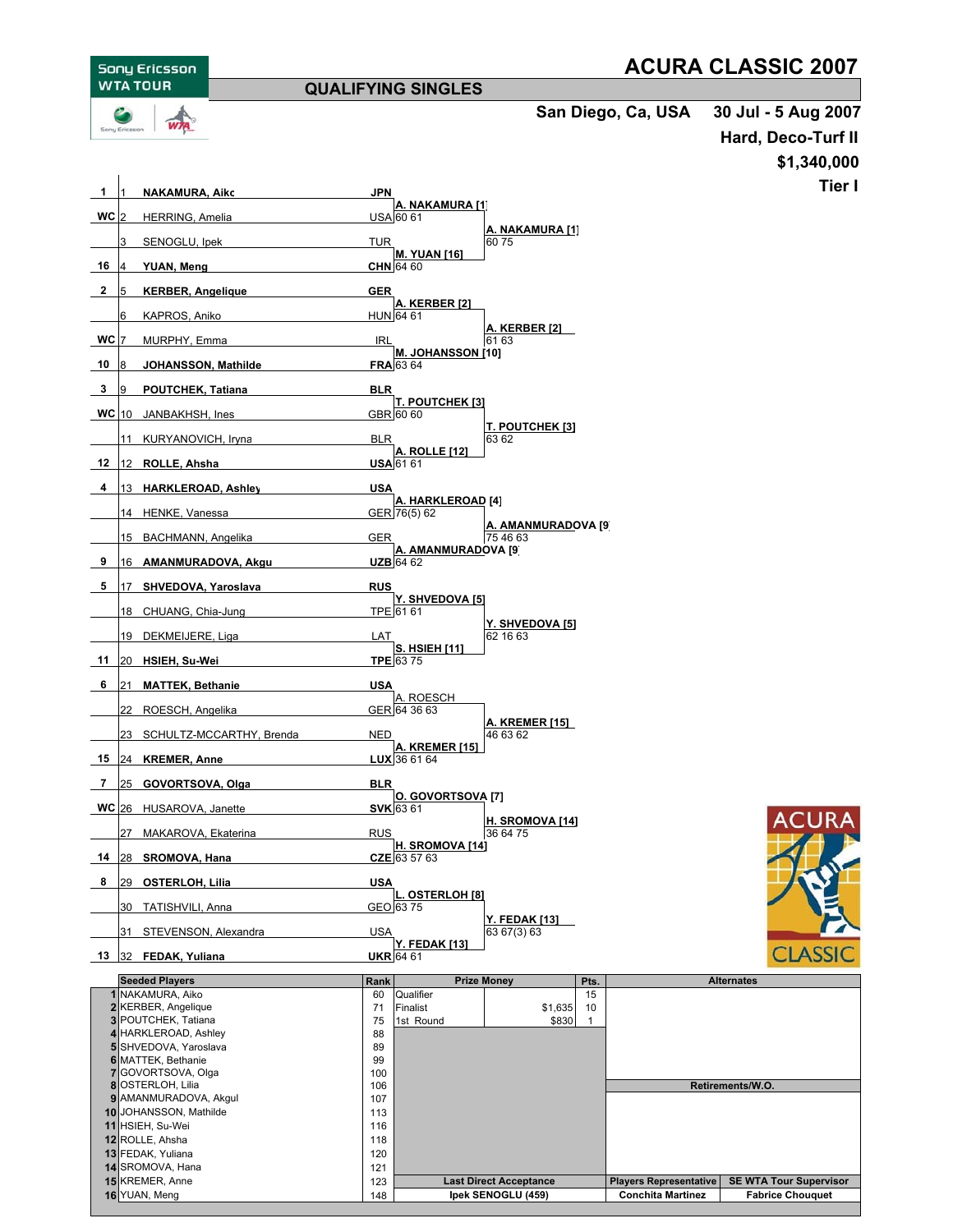# ACURA CLASSIC 2007

Sony Ericsson WTA TOUR

## QUALIFYING SINGLES

**San Diego, Ca, USA** **30 Jul - 5 Aug 2007**

**Hard, Deco-Turf II**

**$1,340,000**

**Tier I**

| Seed | # | Player | Country | Round 1 | Qualifying |
|---|---|---|---|---|---|
| 1 | 1 | **NAKAMURA, Aiko** | **JPN** | | |
| | | | | **A. NAKAMURA [1]** 60 61 | |
| WC | 2 | HERRING, Amelia | USA | | **A. NAKAMURA [1]** 60 75 |
| | 3 | SENOGLU, Ipek | TUR | | |
| | | | | **M. YUAN [16]** 64 60 | |
| 16 | 4 | **YUAN, Meng** | **CHN** | | |
| 2 | 5 | **KERBER, Angelique** | **GER** | | |
| | | | | **A. KERBER [2]** 64 61 | |
| | 6 | KAPROS, Aniko | HUN | | **A. KERBER [2]** 61 63 |
| WC | 7 | MURPHY, Emma | IRL | | |
| | | | | **M. JOHANSSON [10]** 63 64 | |
| 10 | 8 | **JOHANSSON, Mathilde** | **FRA** | | |
| 3 | 9 | **POUTCHEK, Tatiana** | **BLR** | | |
| | | | | **T. POUTCHEK [3]** 60 60 | |
| WC | 10 | JANBAKHSH, Ines | GBR | | **T. POUTCHEK [3]** 63 62 |
| | 11 | KURYANOVICH, Iryna | BLR | | |
| | | | | **A. ROLLE [12]** 61 61 | |
| 12 | 12 | **ROLLE, Ahsha** | **USA** | | |
| 4 | 13 | **HARKLEROAD, Ashley** | **USA** | | |
| | | | | **A. HARKLEROAD [4]** 76(5) 62 | |
| | 14 | HENKE, Vanessa | GER | | **A. AMANMURADOVA [9]** 75 46 63 |
| | 15 | BACHMANN, Angelika | GER | | |
| | | | | **A. AMANMURADOVA [9]** 64 62 | |
| 9 | 16 | **AMANMURADOVA, Akgu** | **UZB** | | |
| 5 | 17 | **SHVEDOVA, Yaroslava** | **RUS** | | |
| | | | | **Y. SHVEDOVA [5]** 61 61 | |
| | 18 | CHUANG, Chia-Jung | TPE | | **Y. SHVEDOVA [5]** 62 16 63 |
| | 19 | DEKMEIJERE, Liga | LAT | | |
| | | | | **S. HSIEH [11]** 63 75 | |
| 11 | 20 | **HSIEH, Su-Wei** | **TPE** | | |
| 6 | 21 | **MATTEK, Bethanie** | **USA** | | |
| | | | | A. ROESCH 64 36 63 | |
| | 22 | ROESCH, Angelika | GER | | **A. KREMER [15]** 46 63 62 |
| | 23 | SCHULTZ-MCCARTHY, Brenda | NED | | |
| | | | | **A. KREMER [15]** 36 61 64 | |
| 15 | 24 | **KREMER, Anne** | **LUX** | | |
| 7 | 25 | **GOVORTSOVA, Olga** | **BLR** | | |
| | | | | **O. GOVORTSOVA [7]** 63 61 | |
| WC | 26 | HUSAROVA, Janette | SVK | | **H. SROMOVA [14]** 36 64 75 |
| | 27 | MAKAROVA, Ekaterina | RUS | | |
| | | | | **H. SROMOVA [14]** 63 57 63 | |
| 14 | 28 | **SROMOVA, Hana** | **CZE** | | |
| 8 | 29 | **OSTERLOH, Lilia** | **USA** | | |
| | | | | **L. OSTERLOH [8]** 63 75 | |
| | 30 | TATISHVILI, Anna | GEO | | **Y. FEDAK [13]** 63 67(3) 63 |
| | 31 | STEVENSON, Alexandra | USA | | |
| | | | | **Y. FEDAK [13]** 64 61 | |
| 13 | 32 | **FEDAK, Yuliana** | **UKR** | | |

| | Seeded Players | Rank | Prize Money | | Pts. | Alternates |
|---|---|---|---|---|---|---|
| 1 | NAKAMURA, Aiko | 60 | Qualifier | | 15 | |
| 2 | KERBER, Angelique | 71 | Finalist | $1,635 | 10 | |
| 3 | POUTCHEK, Tatiana | 75 | 1st Round | $830 | 1 | |
| 4 | HARKLEROAD, Ashley | 88 | | | | |
| 5 | SHVEDOVA, Yaroslava | 89 | | | | |
| 6 | MATTEK, Bethanie | 99 | | | | |
| 7 | GOVORTSOVA, Olga | 100 | | | | |
| 8 | OSTERLOH, Lilia | 106 | | | | **Retirements/W.O.** |
| 9 | AMANMURADOVA, Akgul | 107 | | | | |
| 10 | JOHANSSON, Mathilde | 113 | | | | |
| 11 | HSIEH, Su-Wei | 116 | | | | |
| 12 | ROLLE, Ahsha | 118 | | | | |
| 13 | FEDAK, Yuliana | 120 | | | | |
| 14 | SROMOVA, Hana | 121 | | | | |
| 15 | KREMER, Anne | 123 | **Last Direct Acceptance** | | | **Players Representative** / **SE WTA Tour Supervisor** |
| 16 | YUAN, Meng | 148 | **Ipek SENOGLU (459)** | | | **Conchita Martinez** / **Fabrice Chouquet** |